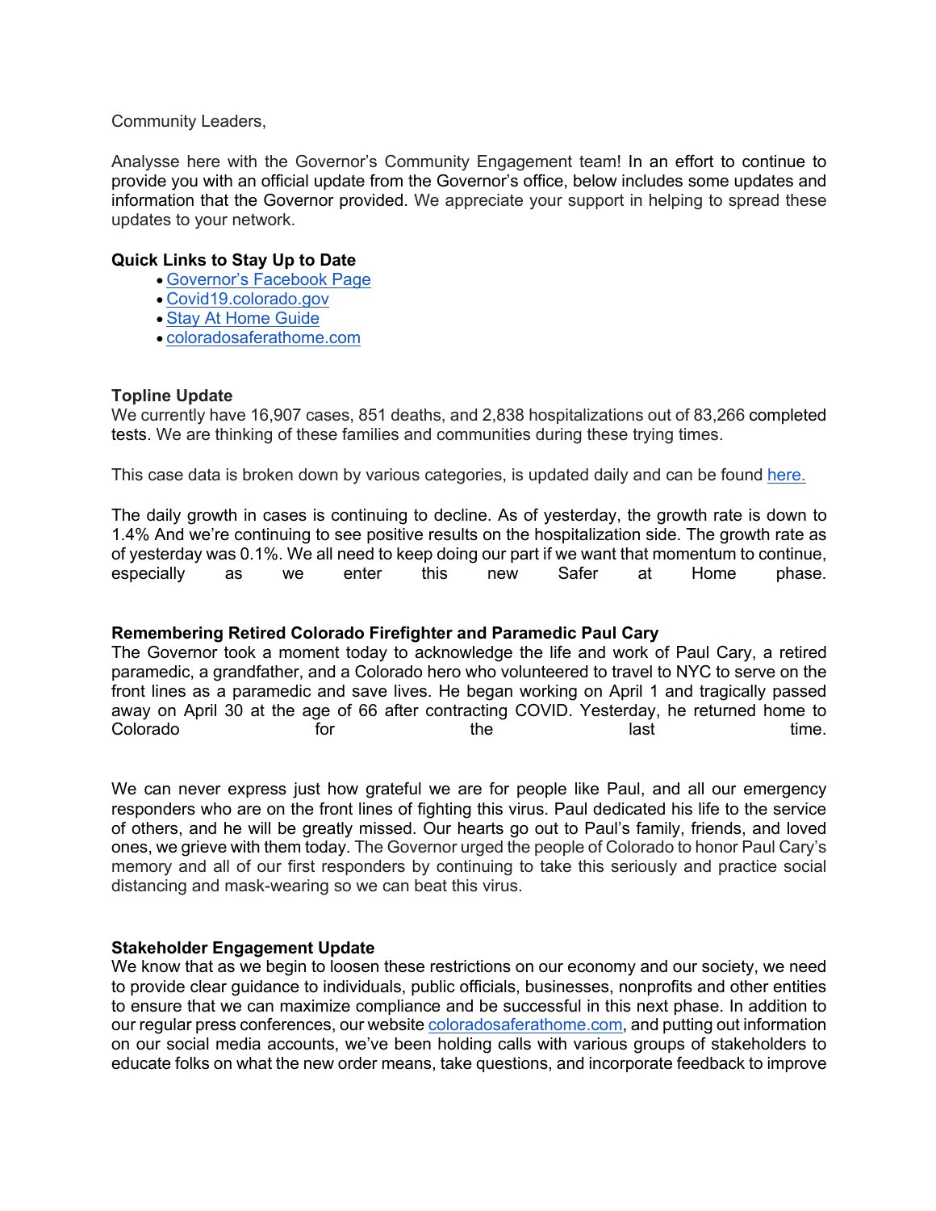Community Leaders,

Analysse here with the Governor's Community Engagement team! In an effort to continue to provide you with an official update from the Governor's office, below includes some updates and information that the Governor provided. We appreciate your support in helping to spread these updates to your network.

**Quick Links to Stay Up to Date**

- [Governor's Facebook Page]()
- [Covid19.colorado.gov]()
- [Stay At Home Guide]()
- [coloradosaferathome.com]()

**Topline Update**

We currently have 16,907 cases, 851 deaths, and 2,838 hospitalizations out of 83,266 completed tests. We are thinking of these families and communities during these trying times.

This case data is broken down by various categories, is updated daily and can be found [here.]()

The daily growth in cases is continuing to decline. As of yesterday, the growth rate is down to 1.4% And we're continuing to see positive results on the hospitalization side. The growth rate as of yesterday was 0.1%. We all need to keep doing our part if we want that momentum to continue, especially as we enter this new Safer at Home phase.

**Remembering Retired Colorado Firefighter and Paramedic Paul Cary**

The Governor took a moment today to acknowledge the life and work of Paul Cary, a retired paramedic, a grandfather, and a Colorado hero who volunteered to travel to NYC to serve on the front lines as a paramedic and save lives. He began working on April 1 and tragically passed away on April 30 at the age of 66 after contracting COVID. Yesterday, he returned home to Colorado for the last time.

We can never express just how grateful we are for people like Paul, and all our emergency responders who are on the front lines of fighting this virus. Paul dedicated his life to the service of others, and he will be greatly missed. Our hearts go out to Paul's family, friends, and loved ones, we grieve with them today. The Governor urged the people of Colorado to honor Paul Cary's memory and all of our first responders by continuing to take this seriously and practice social distancing and mask-wearing so we can beat this virus.

**Stakeholder Engagement Update**

We know that as we begin to loosen these restrictions on our economy and our society, we need to provide clear guidance to individuals, public officials, businesses, nonprofits and other entities to ensure that we can maximize compliance and be successful in this next phase. In addition to our regular press conferences, our website [coloradosaferathome.com](), and putting out information on our social media accounts, we've been holding calls with various groups of stakeholders to educate folks on what the new order means, take questions, and incorporate feedback to improve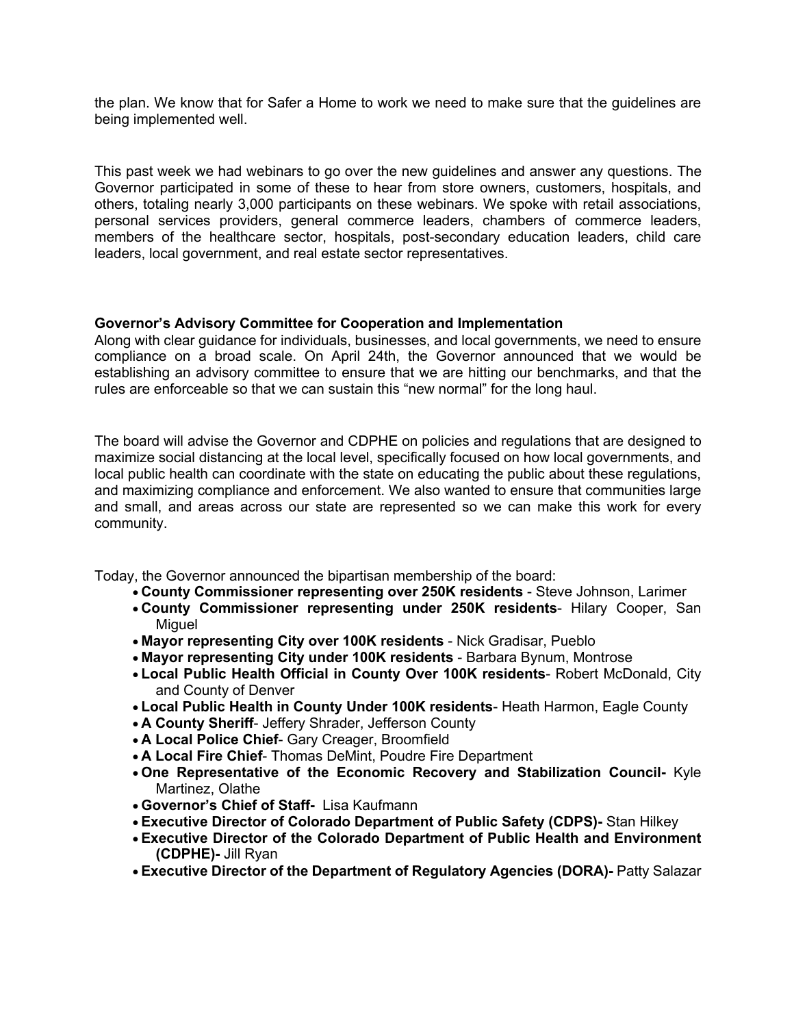the plan. We know that for Safer a Home to work we need to make sure that the guidelines are being implemented well.

This past week we had webinars to go over the new guidelines and answer any questions. The Governor participated in some of these to hear from store owners, customers, hospitals, and others, totaling nearly 3,000 participants on these webinars. We spoke with retail associations, personal services providers, general commerce leaders, chambers of commerce leaders, members of the healthcare sector, hospitals, post-secondary education leaders, child care leaders, local government, and real estate sector representatives.

**Governor's Advisory Committee for Cooperation and Implementation**

Along with clear guidance for individuals, businesses, and local governments, we need to ensure compliance on a broad scale. On April 24th, the Governor announced that we would be establishing an advisory committee to ensure that we are hitting our benchmarks, and that the rules are enforceable so that we can sustain this "new normal" for the long haul.

The board will advise the Governor and CDPHE on policies and regulations that are designed to maximize social distancing at the local level, specifically focused on how local governments, and local public health can coordinate with the state on educating the public about these regulations, and maximizing compliance and enforcement. We also wanted to ensure that communities large and small, and areas across our state are represented so we can make this work for every community.

Today, the Governor announced the bipartisan membership of the board:

- **County Commissioner representing over 250K residents** - Steve Johnson, Larimer
- **County Commissioner representing under 250K residents**- Hilary Cooper, San Miguel
- **Mayor representing City over 100K residents** - Nick Gradisar, Pueblo
- **Mayor representing City under 100K residents** - Barbara Bynum, Montrose
- **Local Public Health Official in County Over 100K residents**- Robert McDonald, City and County of Denver
- **Local Public Health in County Under 100K residents**- Heath Harmon, Eagle County
- **A County Sheriff**- Jeffery Shrader, Jefferson County
- **A Local Police Chief**- Gary Creager, Broomfield
- **A Local Fire Chief**- Thomas DeMint, Poudre Fire Department
- **One Representative of the Economic Recovery and Stabilization Council-** Kyle Martinez, Olathe
- **Governor's Chief of Staff-** Lisa Kaufmann
- **Executive Director of Colorado Department of Public Safety (CDPS)-** Stan Hilkey
- **Executive Director of the Colorado Department of Public Health and Environment (CDPHE)-** Jill Ryan
- **Executive Director of the Department of Regulatory Agencies (DORA)-** Patty Salazar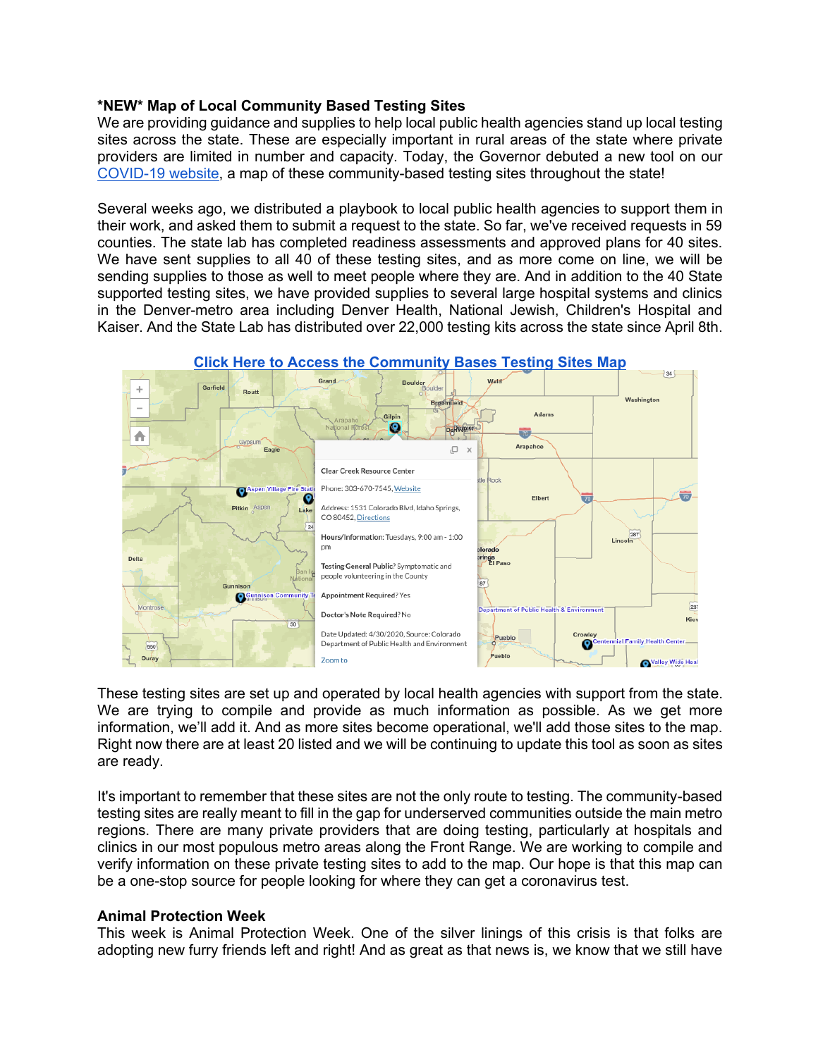**\*NEW\* Map of Local Community Based Testing Sites**

We are providing guidance and supplies to help local public health agencies stand up local testing sites across the state. These are especially important in rural areas of the state where private providers are limited in number and capacity. Today, the Governor debuted a new tool on our [COVID-19 website](), a map of these community-based testing sites throughout the state!

Several weeks ago, we distributed a playbook to local public health agencies to support them in their work, and asked them to submit a request to the state. So far, we've received requests in 59 counties. The state lab has completed readiness assessments and approved plans for 40 sites. We have sent supplies to all 40 of these testing sites, and as more come on line, we will be sending supplies to those as well to meet people where they are. And in addition to the 40 State supported testing sites, we have provided supplies to several large hospital systems and clinics in the Denver-metro area including Denver Health, National Jewish, Children's Hospital and Kaiser. And the State Lab has distributed over 22,000 testing kits across the state since April 8th.

**[Click Here to Access the Community Bases Testing Sites Map]()**

These testing sites are set up and operated by local health agencies with support from the state. We are trying to compile and provide as much information as possible. As we get more information, we'll add it. And as more sites become operational, we'll add those sites to the map. Right now there are at least 20 listed and we will be continuing to update this tool as soon as sites are ready.

It's important to remember that these sites are not the only route to testing. The community-based testing sites are really meant to fill in the gap for underserved communities outside the main metro regions. There are many private providers that are doing testing, particularly at hospitals and clinics in our most populous metro areas along the Front Range. We are working to compile and verify information on these private testing sites to add to the map. Our hope is that this map can be a one-stop source for people looking for where they can get a coronavirus test.

**Animal Protection Week**

This week is Animal Protection Week. One of the silver linings of this crisis is that folks are adopting new furry friends left and right! And as great as that news is, we know that we still have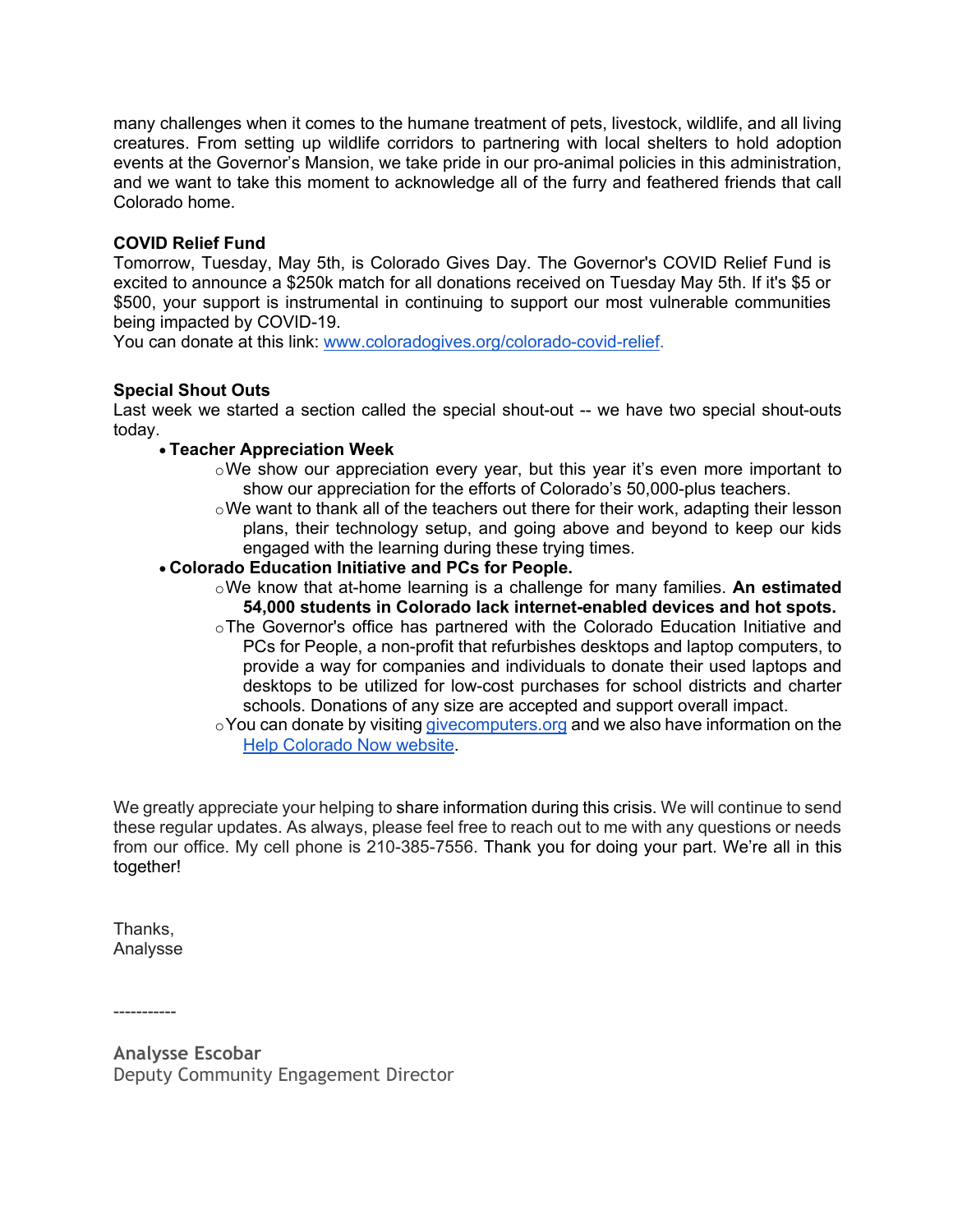many challenges when it comes to the humane treatment of pets, livestock, wildlife, and all living creatures. From setting up wildlife corridors to partnering with local shelters to hold adoption events at the Governor's Mansion, we take pride in our pro-animal policies in this administration, and we want to take this moment to acknowledge all of the furry and feathered friends that call Colorado home.

**COVID Relief Fund**

Tomorrow, Tuesday, May 5th, is Colorado Gives Day. The Governor's COVID Relief Fund is excited to announce a $250k match for all donations received on Tuesday May 5th. If it's $5 or $500, your support is instrumental in continuing to support our most vulnerable communities being impacted by COVID-19.
You can donate at this link: [www.coloradogives.org/colorado-covid-relief](www.coloradogives.org/colorado-covid-relief).

**Special Shout Outs**

Last week we started a section called the special shout-out -- we have two special shout-outs today.

- **Teacher Appreciation Week**
  - We show our appreciation every year, but this year it's even more important to show our appreciation for the efforts of Colorado's 50,000-plus teachers.
  - We want to thank all of the teachers out there for their work, adapting their lesson plans, their technology setup, and going above and beyond to keep our kids engaged with the learning during these trying times.
- **Colorado Education Initiative and PCs for People.**
  - We know that at-home learning is a challenge for many families. **An estimated 54,000 students in Colorado lack internet-enabled devices and hot spots.**
  - The Governor's office has partnered with the Colorado Education Initiative and PCs for People, a non-profit that refurbishes desktops and laptop computers, to provide a way for companies and individuals to donate their used laptops and desktops to be utilized for low-cost purchases for school districts and charter schools. Donations of any size are accepted and support overall impact.
  - You can donate by visiting [givecomputers.org](givecomputers.org) and we also have information on the [Help Colorado Now website](Help Colorado Now website).

We greatly appreciate your helping to share information during this crisis. We will continue to send these regular updates. As always, please feel free to reach out to me with any questions or needs from our office. My cell phone is 210-385-7556. Thank you for doing your part. We're all in this together!

Thanks,
Analysse

-----------

**Analysse Escobar**
Deputy Community Engagement Director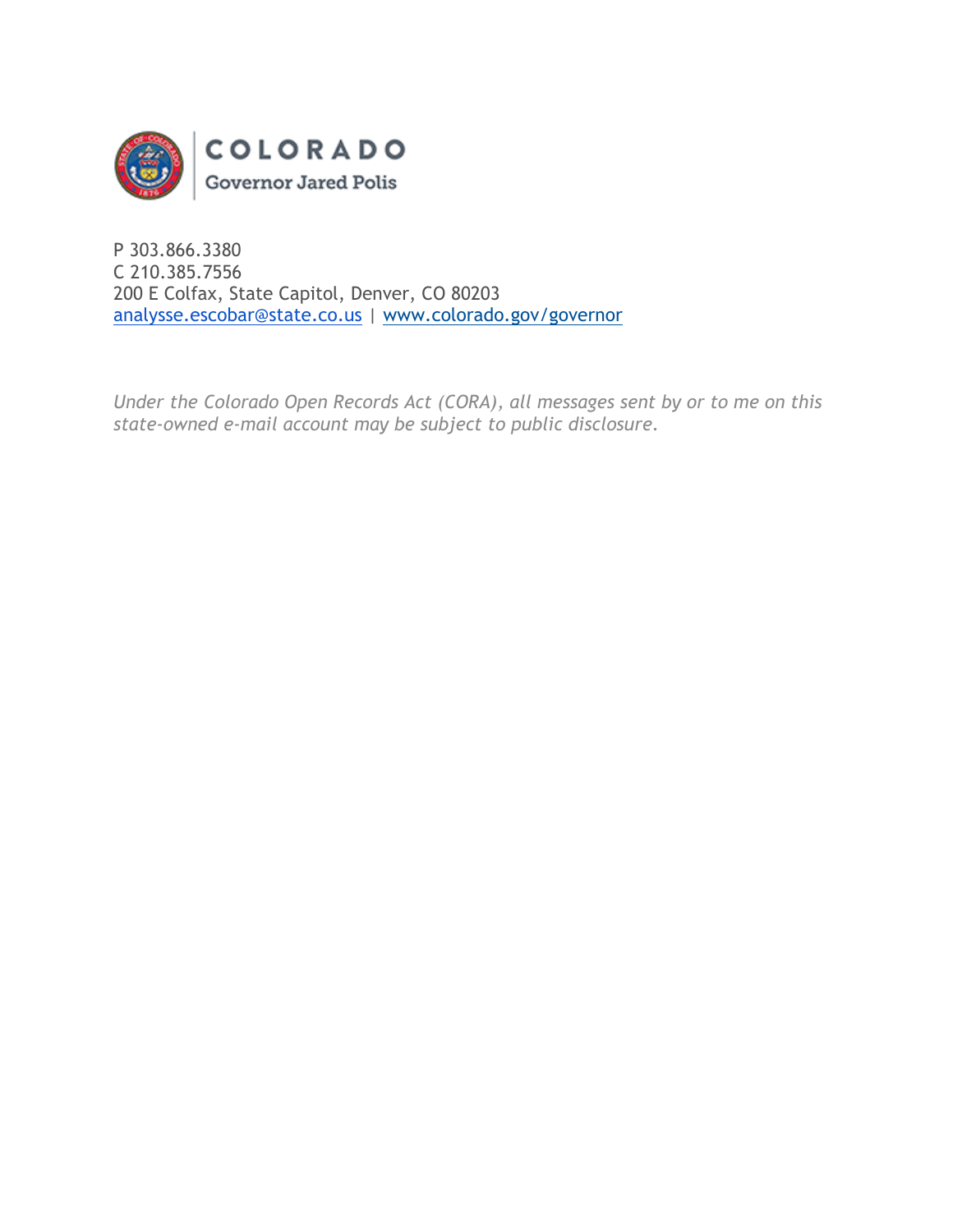**COLORADO**

Governor Jared Polis

P 303.866.3380
C 210.385.7556
200 E Colfax, State Capitol, Denver, CO 80203
analysse.escobar@state.co.us | www.colorado.gov/governor

*Under the Colorado Open Records Act (CORA), all messages sent by or to me on this state-owned e-mail account may be subject to public disclosure.*